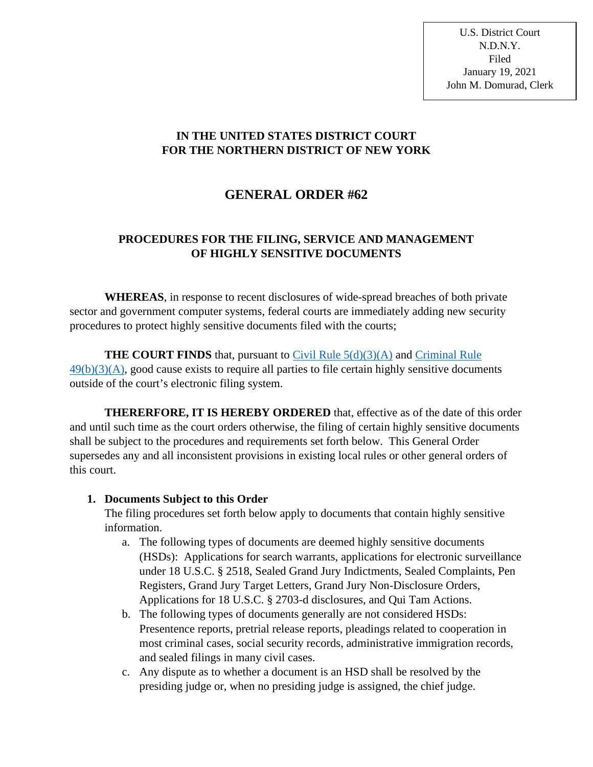U.S. District Court
N.D.N.Y.
Filed
January 19, 2021
John M. Domurad, Clerk

**IN THE UNITED STATES DISTRICT COURT**
**FOR THE NORTHERN DISTRICT OF NEW YORK**

# GENERAL ORDER #62

## PROCEDURES FOR THE FILING, SERVICE AND MANAGEMENT OF HIGHLY SENSITIVE DOCUMENTS

**WHEREAS**, in response to recent disclosures of wide-spread breaches of both private sector and government computer systems, federal courts are immediately adding new security procedures to protect highly sensitive documents filed with the courts;

**THE COURT FINDS** that, pursuant to Civil Rule 5(d)(3)(A) and Criminal Rule 49(b)(3)(A), good cause exists to require all parties to file certain highly sensitive documents outside of the court's electronic filing system.

**THERERFORE, IT IS HEREBY ORDERED** that, effective as of the date of this order and until such time as the court orders otherwise, the filing of certain highly sensitive documents shall be subject to the procedures and requirements set forth below. This General Order supersedes any and all inconsistent provisions in existing local rules or other general orders of this court.

1. **Documents Subject to this Order**
   The filing procedures set forth below apply to documents that contain highly sensitive information.
   a. The following types of documents are deemed highly sensitive documents (HSDs): Applications for search warrants, applications for electronic surveillance under 18 U.S.C. § 2518, Sealed Grand Jury Indictments, Sealed Complaints, Pen Registers, Grand Jury Target Letters, Grand Jury Non-Disclosure Orders, Applications for 18 U.S.C. § 2703-d disclosures, and Qui Tam Actions.
   b. The following types of documents generally are not considered HSDs: Presentence reports, pretrial release reports, pleadings related to cooperation in most criminal cases, social security records, administrative immigration records, and sealed filings in many civil cases.
   c. Any dispute as to whether a document is an HSD shall be resolved by the presiding judge or, when no presiding judge is assigned, the chief judge.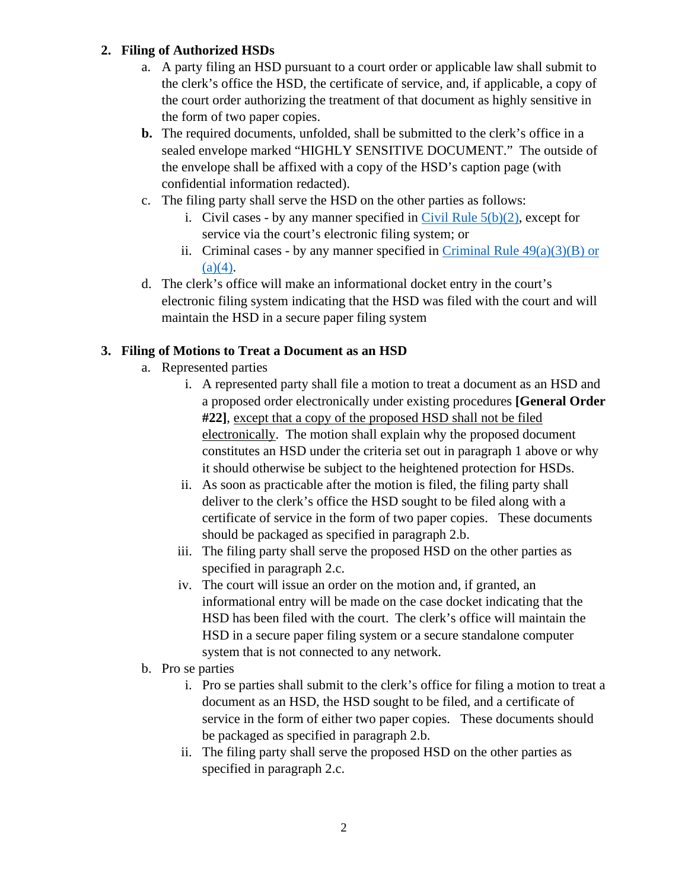2. **Filing of Authorized HSDs**
   a. A party filing an HSD pursuant to a court order or applicable law shall submit to the clerk's office the HSD, the certificate of service, and, if applicable, a copy of the court order authorizing the treatment of that document as highly sensitive in the form of two paper copies.
   **b.** The required documents, unfolded, shall be submitted to the clerk's office in a sealed envelope marked "HIGHLY SENSITIVE DOCUMENT." The outside of the envelope shall be affixed with a copy of the HSD's caption page (with confidential information redacted).
   c. The filing party shall serve the HSD on the other parties as follows:
      i. Civil cases - by any manner specified in Civil Rule 5(b)(2), except for service via the court's electronic filing system; or
      ii. Criminal cases - by any manner specified in Criminal Rule 49(a)(3)(B) or (a)(4).
   d. The clerk's office will make an informational docket entry in the court's electronic filing system indicating that the HSD was filed with the court and will maintain the HSD in a secure paper filing system

3. **Filing of Motions to Treat a Document as an HSD**
   a. Represented parties
      i. A represented party shall file a motion to treat a document as an HSD and a proposed order electronically under existing procedures **[General Order #22]**, <u>except that a copy of the proposed HSD shall not be filed electronically</u>. The motion shall explain why the proposed document constitutes an HSD under the criteria set out in paragraph 1 above or why it should otherwise be subject to the heightened protection for HSDs.
      ii. As soon as practicable after the motion is filed, the filing party shall deliver to the clerk's office the HSD sought to be filed along with a certificate of service in the form of two paper copies. These documents should be packaged as specified in paragraph 2.b.
      iii. The filing party shall serve the proposed HSD on the other parties as specified in paragraph 2.c.
      iv. The court will issue an order on the motion and, if granted, an informational entry will be made on the case docket indicating that the HSD has been filed with the court. The clerk's office will maintain the HSD in a secure paper filing system or a secure standalone computer system that is not connected to any network.
   b. Pro se parties
      i. Pro se parties shall submit to the clerk's office for filing a motion to treat a document as an HSD, the HSD sought to be filed, and a certificate of service in the form of either two paper copies. These documents should be packaged as specified in paragraph 2.b.
      ii. The filing party shall serve the proposed HSD on the other parties as specified in paragraph 2.c.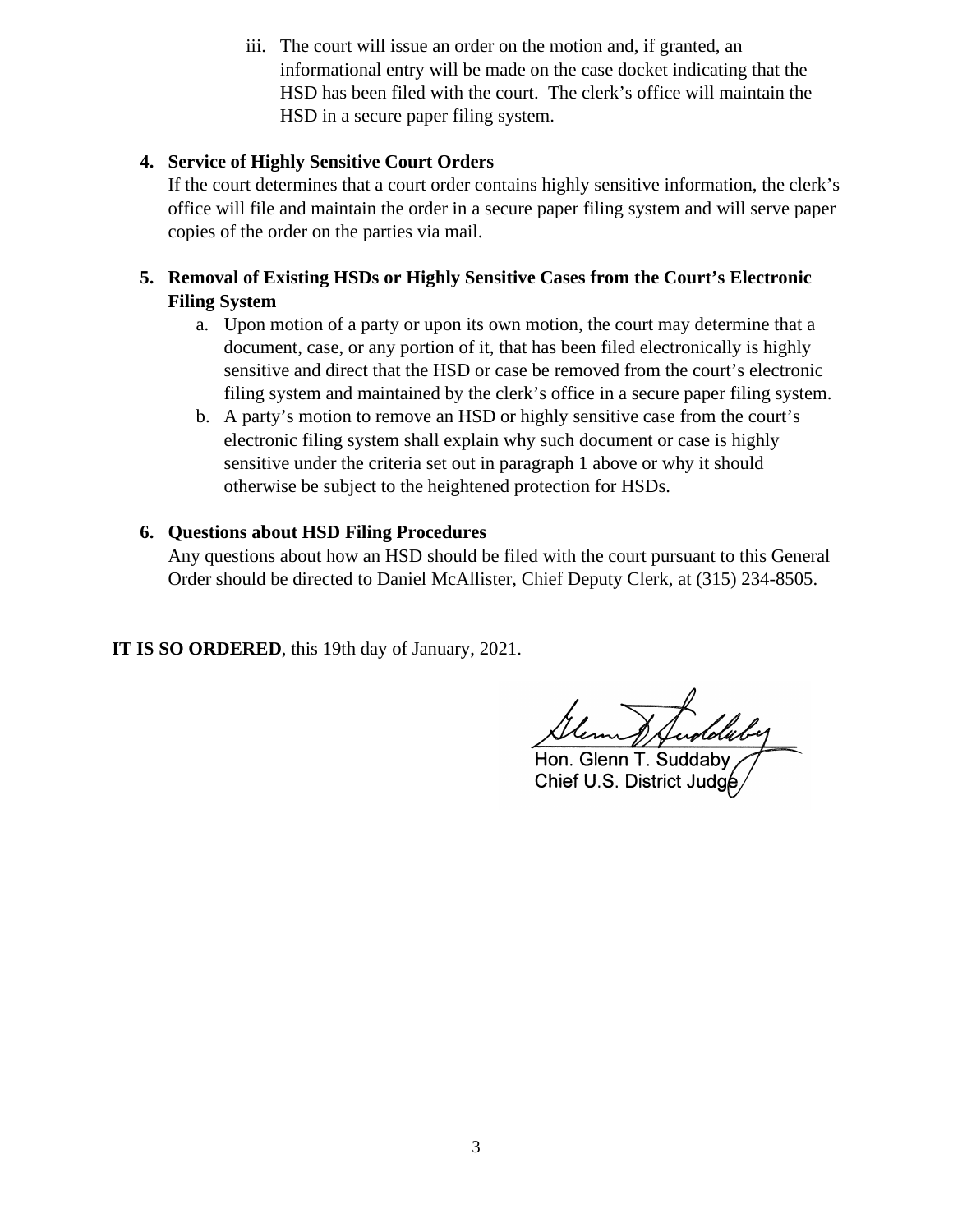iii. The court will issue an order on the motion and, if granted, an informational entry will be made on the case docket indicating that the HSD has been filed with the court. The clerk's office will maintain the HSD in a secure paper filing system.

4. **Service of Highly Sensitive Court Orders**
   If the court determines that a court order contains highly sensitive information, the clerk's office will file and maintain the order in a secure paper filing system and will serve paper copies of the order on the parties via mail.

5. **Removal of Existing HSDs or Highly Sensitive Cases from the Court's Electronic Filing System**
   a. Upon motion of a party or upon its own motion, the court may determine that a document, case, or any portion of it, that has been filed electronically is highly sensitive and direct that the HSD or case be removed from the court's electronic filing system and maintained by the clerk's office in a secure paper filing system.
   b. A party's motion to remove an HSD or highly sensitive case from the court's electronic filing system shall explain why such document or case is highly sensitive under the criteria set out in paragraph 1 above or why it should otherwise be subject to the heightened protection for HSDs.

6. **Questions about HSD Filing Procedures**
   Any questions about how an HSD should be filed with the court pursuant to this General Order should be directed to Daniel McAllister, Chief Deputy Clerk, at (315) 234-8505.

**IT IS SO ORDERED**, this 19th day of January, 2021.

Hon. Glenn T. Suddaby
Chief U.S. District Judge